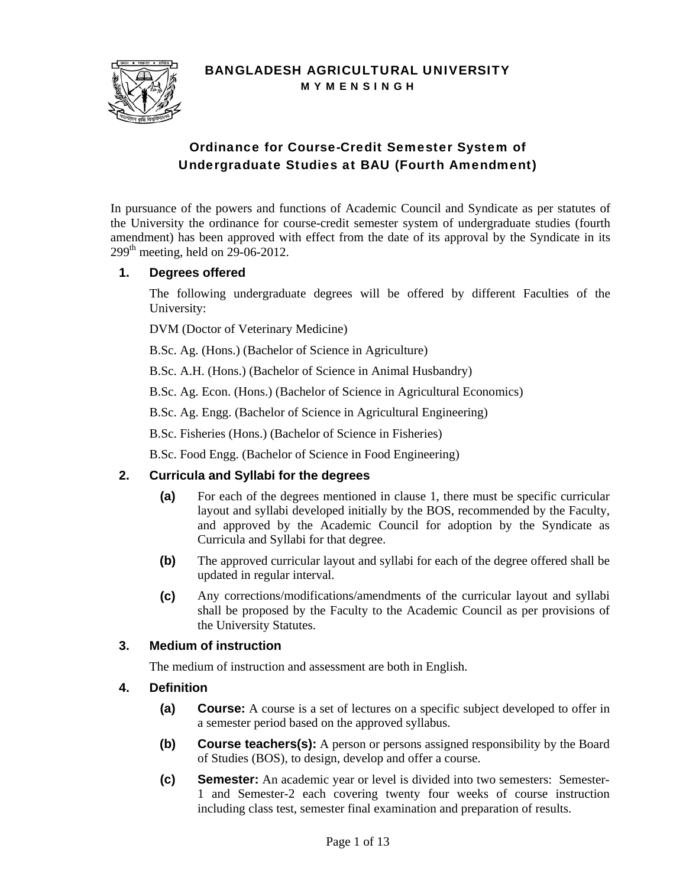# BANGLADESH AGRICULTURAL UNIVERSITY

**M Y M E N S I N G H**

## Ordinance for Course-Credit Semester System of Undergraduate Studies at BAU (Fourth Amendment)

In pursuance of the powers and functions of Academic Council and Syndicate as per statutes of the University the ordinance for course-credit semester system of undergraduate studies (fourth amendment) has been approved with effect from the date of its approval by the Syndicate in its 299th meeting, held on 29-06-2012.

### 1. Degrees offered

The following undergraduate degrees will be offered by different Faculties of the University:

DVM (Doctor of Veterinary Medicine)

B.Sc. Ag. (Hons.) (Bachelor of Science in Agriculture)

B.Sc. A.H. (Hons.) (Bachelor of Science in Animal Husbandry)

B.Sc. Ag. Econ. (Hons.) (Bachelor of Science in Agricultural Economics)

B.Sc. Ag. Engg. (Bachelor of Science in Agricultural Engineering)

B.Sc. Fisheries (Hons.) (Bachelor of Science in Fisheries)

B.Sc. Food Engg. (Bachelor of Science in Food Engineering)

### 2. Curricula and Syllabi for the degrees

**(a)** For each of the degrees mentioned in clause 1, there must be specific curricular layout and syllabi developed initially by the BOS, recommended by the Faculty, and approved by the Academic Council for adoption by the Syndicate as Curricula and Syllabi for that degree.

**(b)** The approved curricular layout and syllabi for each of the degree offered shall be updated in regular interval.

**(c)** Any corrections/modifications/amendments of the curricular layout and syllabi shall be proposed by the Faculty to the Academic Council as per provisions of the University Statutes.

### 3. Medium of instruction

The medium of instruction and assessment are both in English.

### 4. Definition

**(a)** **Course:** A course is a set of lectures on a specific subject developed to offer in a semester period based on the approved syllabus.

**(b)** **Course teachers(s):** A person or persons assigned responsibility by the Board of Studies (BOS), to design, develop and offer a course.

**(c)** **Semester:** An academic year or level is divided into two semesters: Semester-1 and Semester-2 each covering twenty four weeks of course instruction including class test, semester final examination and preparation of results.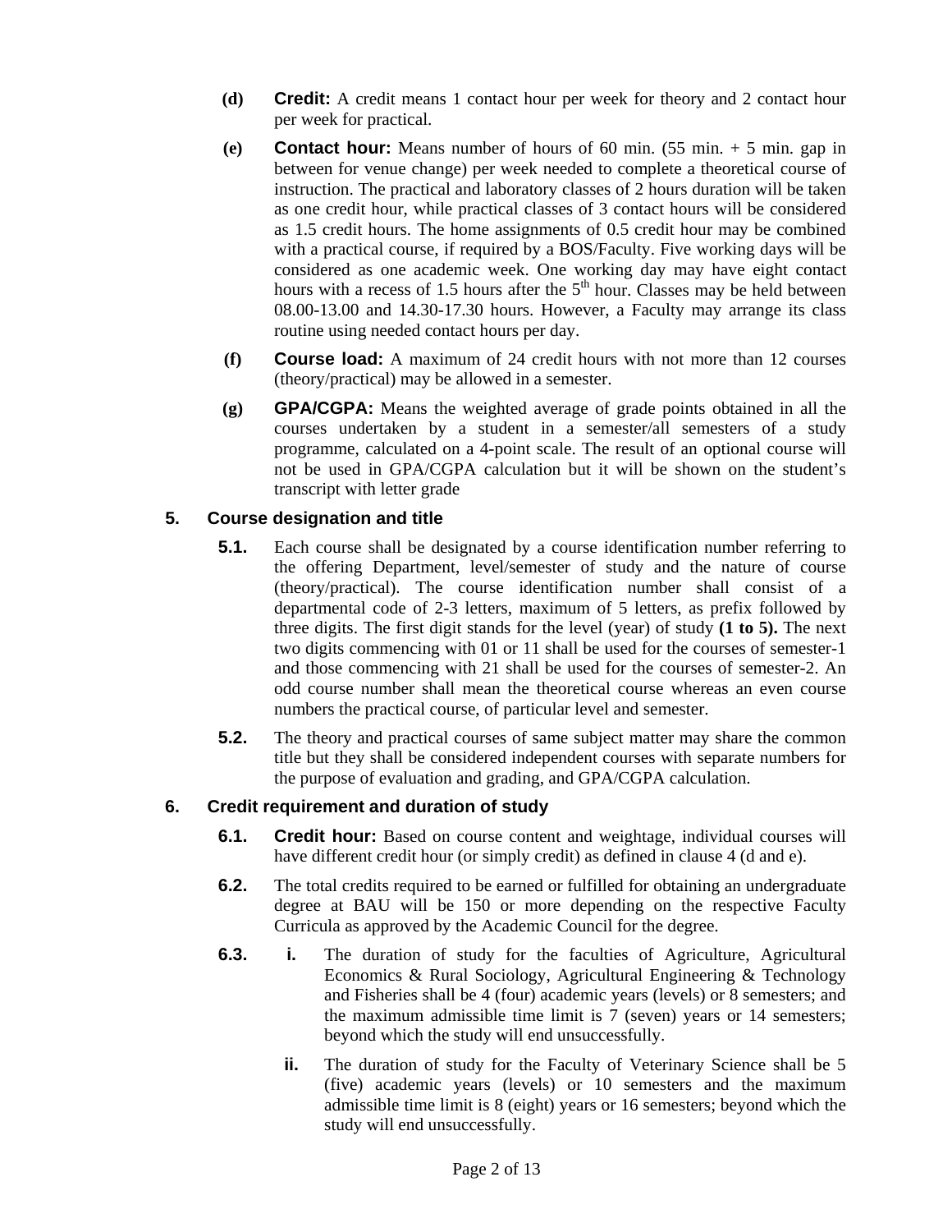**(d)** **Credit:** A credit means 1 contact hour per week for theory and 2 contact hour per week for practical.

**(e)** **Contact hour:** Means number of hours of 60 min. (55 min. + 5 min. gap in between for venue change) per week needed to complete a theoretical course of instruction. The practical and laboratory classes of 2 hours duration will be taken as one credit hour, while practical classes of 3 contact hours will be considered as 1.5 credit hours. The home assignments of 0.5 credit hour may be combined with a practical course, if required by a BOS/Faculty. Five working days will be considered as one academic week. One working day may have eight contact hours with a recess of 1.5 hours after the 5th hour. Classes may be held between 08.00-13.00 and 14.30-17.30 hours. However, a Faculty may arrange its class routine using needed contact hours per day.

**(f)** **Course load:** A maximum of 24 credit hours with not more than 12 courses (theory/practical) may be allowed in a semester.

**(g)** **GPA/CGPA:** Means the weighted average of grade points obtained in all the courses undertaken by a student in a semester/all semesters of a study programme, calculated on a 4-point scale. The result of an optional course will not be used in GPA/CGPA calculation but it will be shown on the student's transcript with letter grade

## 5. Course designation and title

**5.1.** Each course shall be designated by a course identification number referring to the offering Department, level/semester of study and the nature of course (theory/practical). The course identification number shall consist of a departmental code of 2-3 letters, maximum of 5 letters, as prefix followed by three digits. The first digit stands for the level (year) of study **(1 to 5).** The next two digits commencing with 01 or 11 shall be used for the courses of semester-1 and those commencing with 21 shall be used for the courses of semester-2. An odd course number shall mean the theoretical course whereas an even course numbers the practical course, of particular level and semester.

**5.2.** The theory and practical courses of same subject matter may share the common title but they shall be considered independent courses with separate numbers for the purpose of evaluation and grading, and GPA/CGPA calculation.

## 6. Credit requirement and duration of study

**6.1.** **Credit hour:** Based on course content and weightage, individual courses will have different credit hour (or simply credit) as defined in clause 4 (d and e).

**6.2.** The total credits required to be earned or fulfilled for obtaining an undergraduate degree at BAU will be 150 or more depending on the respective Faculty Curricula as approved by the Academic Council for the degree.

**6.3.** **i.** The duration of study for the faculties of Agriculture, Agricultural Economics & Rural Sociology, Agricultural Engineering & Technology and Fisheries shall be 4 (four) academic years (levels) or 8 semesters; and the maximum admissible time limit is 7 (seven) years or 14 semesters; beyond which the study will end unsuccessfully.

**ii.** The duration of study for the Faculty of Veterinary Science shall be 5 (five) academic years (levels) or 10 semesters and the maximum admissible time limit is 8 (eight) years or 16 semesters; beyond which the study will end unsuccessfully.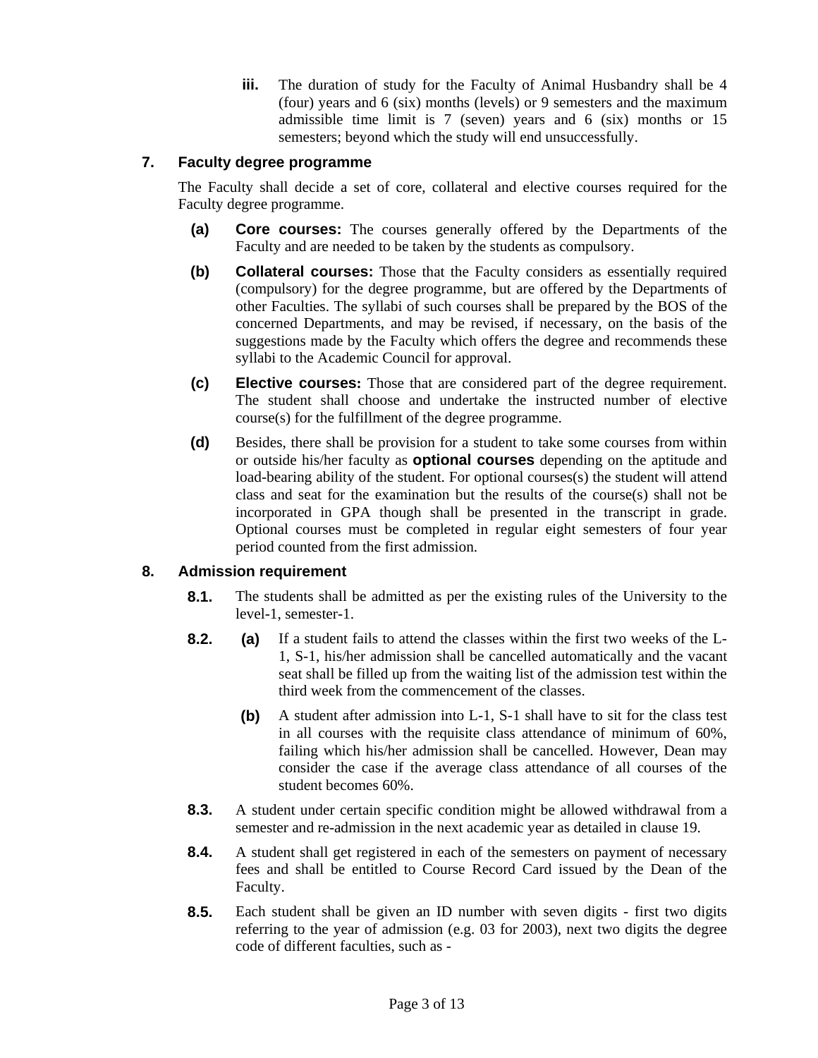iii. The duration of study for the Faculty of Animal Husbandry shall be 4 (four) years and 6 (six) months (levels) or 9 semesters and the maximum admissible time limit is 7 (seven) years and 6 (six) months or 15 semesters; beyond which the study will end unsuccessfully.

## 7. Faculty degree programme

The Faculty shall decide a set of core, collateral and elective courses required for the Faculty degree programme.

**(a)** **Core courses:** The courses generally offered by the Departments of the Faculty and are needed to be taken by the students as compulsory.

**(b)** **Collateral courses:** Those that the Faculty considers as essentially required (compulsory) for the degree programme, but are offered by the Departments of other Faculties. The syllabi of such courses shall be prepared by the BOS of the concerned Departments, and may be revised, if necessary, on the basis of the suggestions made by the Faculty which offers the degree and recommends these syllabi to the Academic Council for approval.

**(c)** **Elective courses:** Those that are considered part of the degree requirement. The student shall choose and undertake the instructed number of elective course(s) for the fulfillment of the degree programme.

**(d)** Besides, there shall be provision for a student to take some courses from within or outside his/her faculty as **optional courses** depending on the aptitude and load-bearing ability of the student. For optional courses(s) the student will attend class and seat for the examination but the results of the course(s) shall not be incorporated in GPA though shall be presented in the transcript in grade. Optional courses must be completed in regular eight semesters of four year period counted from the first admission.

## 8. Admission requirement

**8.1.** The students shall be admitted as per the existing rules of the University to the level-1, semester-1.

**8.2.** **(a)** If a student fails to attend the classes within the first two weeks of the L-1, S-1, his/her admission shall be cancelled automatically and the vacant seat shall be filled up from the waiting list of the admission test within the third week from the commencement of the classes.

**(b)** A student after admission into L-1, S-1 shall have to sit for the class test in all courses with the requisite class attendance of minimum of 60%, failing which his/her admission shall be cancelled. However, Dean may consider the case if the average class attendance of all courses of the student becomes 60%.

**8.3.** A student under certain specific condition might be allowed withdrawal from a semester and re-admission in the next academic year as detailed in clause 19.

**8.4.** A student shall get registered in each of the semesters on payment of necessary fees and shall be entitled to Course Record Card issued by the Dean of the Faculty.

**8.5.** Each student shall be given an ID number with seven digits - first two digits referring to the year of admission (e.g. 03 for 2003), next two digits the degree code of different faculties, such as -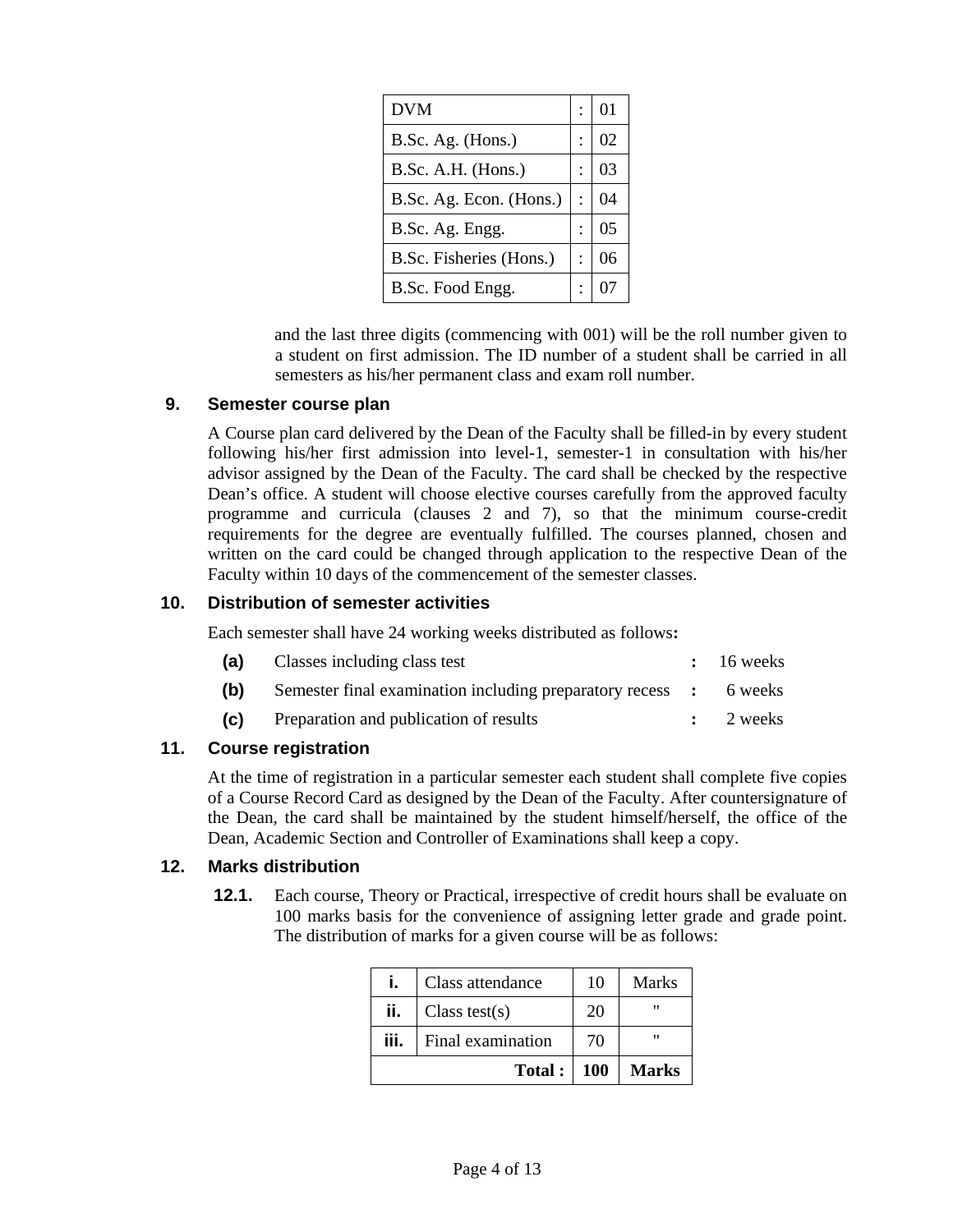| DVM | : | 01 |
|---|---|---|
| B.Sc. Ag. (Hons.) | : | 02 |
| B.Sc. A.H. (Hons.) | : | 03 |
| B.Sc. Ag. Econ. (Hons.) | : | 04 |
| B.Sc. Ag. Engg. | : | 05 |
| B.Sc. Fisheries (Hons.) | : | 06 |
| B.Sc. Food Engg. | : | 07 |

and the last three digits (commencing with 001) will be the roll number given to a student on first admission. The ID number of a student shall be carried in all semesters as his/her permanent class and exam roll number.

## 9. Semester course plan

A Course plan card delivered by the Dean of the Faculty shall be filled-in by every student following his/her first admission into level-1, semester-1 in consultation with his/her advisor assigned by the Dean of the Faculty. The card shall be checked by the respective Dean's office. A student will choose elective courses carefully from the approved faculty programme and curricula (clauses 2 and 7), so that the minimum course-credit requirements for the degree are eventually fulfilled. The courses planned, chosen and written on the card could be changed through application to the respective Dean of the Faculty within 10 days of the commencement of the semester classes.

## 10. Distribution of semester activities

Each semester shall have 24 working weeks distributed as follows**:**

- **(a)** Classes including class test **:** 16 weeks
- **(b)** Semester final examination including preparatory recess **:** 6 weeks
- **(c)** Preparation and publication of results **:** 2 weeks

## 11. Course registration

At the time of registration in a particular semester each student shall complete five copies of a Course Record Card as designed by the Dean of the Faculty. After countersignature of the Dean, the card shall be maintained by the student himself/herself, the office of the Dean, Academic Section and Controller of Examinations shall keep a copy.

## 12. Marks distribution

**12.1.** Each course, Theory or Practical, irrespective of credit hours shall be evaluate on 100 marks basis for the convenience of assigning letter grade and grade point. The distribution of marks for a given course will be as follows:

| **i.** | Class attendance | 10 | Marks |
|---|---|---|---|
| **ii.** | Class test(s) | 20 | " |
| **iii.** | Final examination | 70 | " |
| | **Total :** | **100** | **Marks** |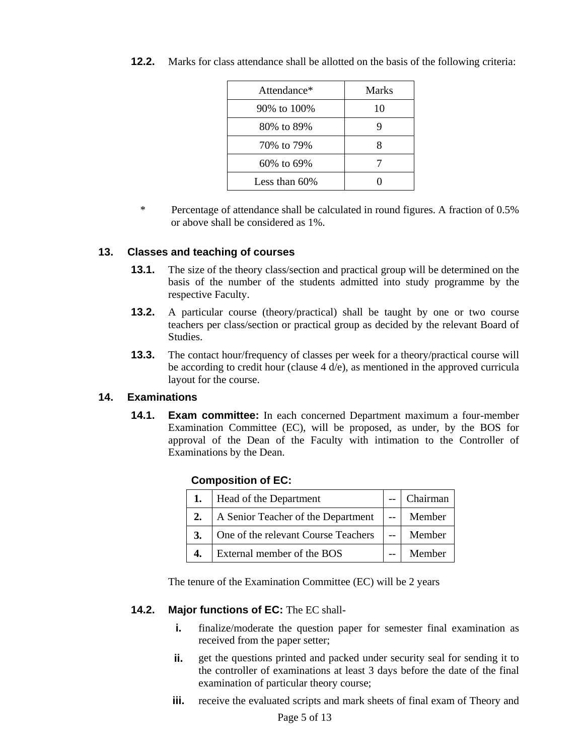**12.2.** Marks for class attendance shall be allotted on the basis of the following criteria:

| Attendance* | Marks |
|---|---|
| 90% to 100% | 10 |
| 80% to 89% | 9 |
| 70% to 79% | 8 |
| 60% to 69% | 7 |
| Less than 60% | 0 |

\* Percentage of attendance shall be calculated in round figures. A fraction of 0.5% or above shall be considered as 1%.

## 13. Classes and teaching of courses

**13.1.** The size of the theory class/section and practical group will be determined on the basis of the number of the students admitted into study programme by the respective Faculty.

**13.2.** A particular course (theory/practical) shall be taught by one or two course teachers per class/section or practical group as decided by the relevant Board of Studies.

**13.3.** The contact hour/frequency of classes per week for a theory/practical course will be according to credit hour (clause 4 d/e), as mentioned in the approved curricula layout for the course.

## 14. Examinations

**14.1. Exam committee:** In each concerned Department maximum a four-member Examination Committee (EC), will be proposed, as under, by the BOS for approval of the Dean of the Faculty with intimation to the Controller of Examinations by the Dean.

**Composition of EC:**

| | | | |
|---|---|---|---|
| **1.** | Head of the Department | -- | Chairman |
| **2.** | A Senior Teacher of the Department | -- | Member |
| **3.** | One of the relevant Course Teachers | -- | Member |
| **4.** | External member of the BOS | -- | Member |

The tenure of the Examination Committee (EC) will be 2 years

**14.2. Major functions of EC:** The EC shall-

- **i.** finalize/moderate the question paper for semester final examination as received from the paper setter;
- **ii.** get the questions printed and packed under security seal for sending it to the controller of examinations at least 3 days before the date of the final examination of particular theory course;
- **iii.** receive the evaluated scripts and mark sheets of final exam of Theory and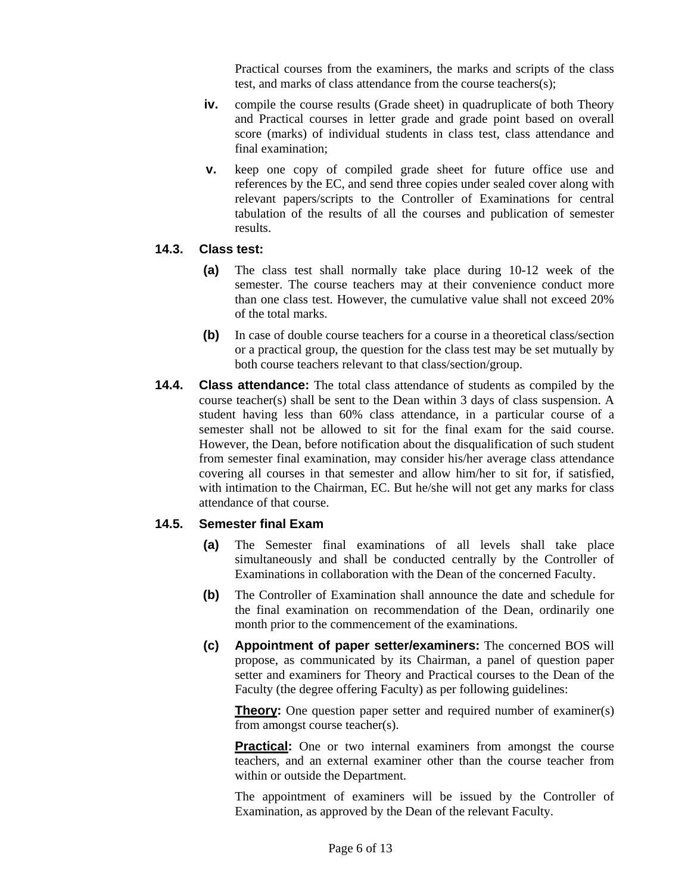Practical courses from the examiners, the marks and scripts of the class test, and marks of class attendance from the course teachers(s);

- **iv.** compile the course results (Grade sheet) in quadruplicate of both Theory and Practical courses in letter grade and grade point based on overall score (marks) of individual students in class test, class attendance and final examination;
- **v.** keep one copy of compiled grade sheet for future office use and references by the EC, and send three copies under sealed cover along with relevant papers/scripts to the Controller of Examinations for central tabulation of the results of all the courses and publication of semester results.

### 14.3. Class test:

- **(a)** The class test shall normally take place during 10-12 week of the semester. The course teachers may at their convenience conduct more than one class test. However, the cumulative value shall not exceed 20% of the total marks.
- **(b)** In case of double course teachers for a course in a theoretical class/section or a practical group, the question for the class test may be set mutually by both course teachers relevant to that class/section/group.

**14.4. Class attendance:** The total class attendance of students as compiled by the course teacher(s) shall be sent to the Dean within 3 days of class suspension. A student having less than 60% class attendance, in a particular course of a semester shall not be allowed to sit for the final exam for the said course. However, the Dean, before notification about the disqualification of such student from semester final examination, may consider his/her average class attendance covering all courses in that semester and allow him/her to sit for, if satisfied, with intimation to the Chairman, EC. But he/she will not get any marks for class attendance of that course.

### 14.5. Semester final Exam

- **(a)** The Semester final examinations of all levels shall take place simultaneously and shall be conducted centrally by the Controller of Examinations in collaboration with the Dean of the concerned Faculty.
- **(b)** The Controller of Examination shall announce the date and schedule for the final examination on recommendation of the Dean, ordinarily one month prior to the commencement of the examinations.
- **(c)** **Appointment of paper setter/examiners:** The concerned BOS will propose, as communicated by its Chairman, a panel of question paper setter and examiners for Theory and Practical courses to the Dean of the Faculty (the degree offering Faculty) as per following guidelines:

  **Theory:** One question paper setter and required number of examiner(s) from amongst course teacher(s).

  **Practical:** One or two internal examiners from amongst the course teachers, and an external examiner other than the course teacher from within or outside the Department.

  The appointment of examiners will be issued by the Controller of Examination, as approved by the Dean of the relevant Faculty.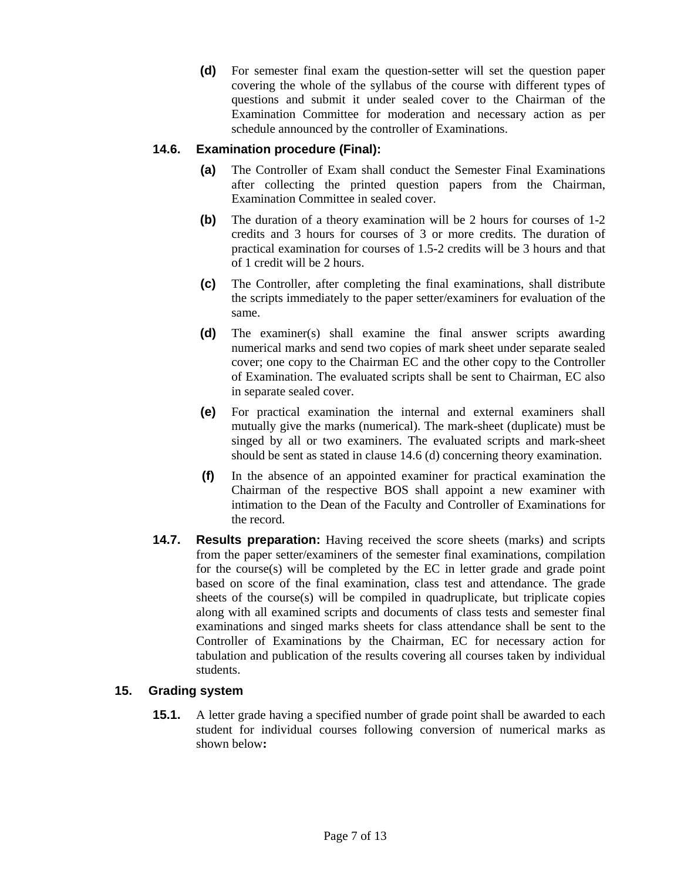**(d)** For semester final exam the question-setter will set the question paper covering the whole of the syllabus of the course with different types of questions and submit it under sealed cover to the Chairman of the Examination Committee for moderation and necessary action as per schedule announced by the controller of Examinations.

### 14.6. Examination procedure (Final):

**(a)** The Controller of Exam shall conduct the Semester Final Examinations after collecting the printed question papers from the Chairman, Examination Committee in sealed cover.

**(b)** The duration of a theory examination will be 2 hours for courses of 1-2 credits and 3 hours for courses of 3 or more credits. The duration of practical examination for courses of 1.5-2 credits will be 3 hours and that of 1 credit will be 2 hours.

**(c)** The Controller, after completing the final examinations, shall distribute the scripts immediately to the paper setter/examiners for evaluation of the same.

**(d)** The examiner(s) shall examine the final answer scripts awarding numerical marks and send two copies of mark sheet under separate sealed cover; one copy to the Chairman EC and the other copy to the Controller of Examination. The evaluated scripts shall be sent to Chairman, EC also in separate sealed cover.

**(e)** For practical examination the internal and external examiners shall mutually give the marks (numerical). The mark-sheet (duplicate) must be singed by all or two examiners. The evaluated scripts and mark-sheet should be sent as stated in clause 14.6 (d) concerning theory examination.

**(f)** In the absence of an appointed examiner for practical examination the Chairman of the respective BOS shall appoint a new examiner with intimation to the Dean of the Faculty and Controller of Examinations for the record.

**14.7. Results preparation:** Having received the score sheets (marks) and scripts from the paper setter/examiners of the semester final examinations, compilation for the course(s) will be completed by the EC in letter grade and grade point based on score of the final examination, class test and attendance. The grade sheets of the course(s) will be compiled in quadruplicate, but triplicate copies along with all examined scripts and documents of class tests and semester final examinations and singed marks sheets for class attendance shall be sent to the Controller of Examinations by the Chairman, EC for necessary action for tabulation and publication of the results covering all courses taken by individual students.

## 15. Grading system

**15.1.** A letter grade having a specified number of grade point shall be awarded to each student for individual courses following conversion of numerical marks as shown below**:**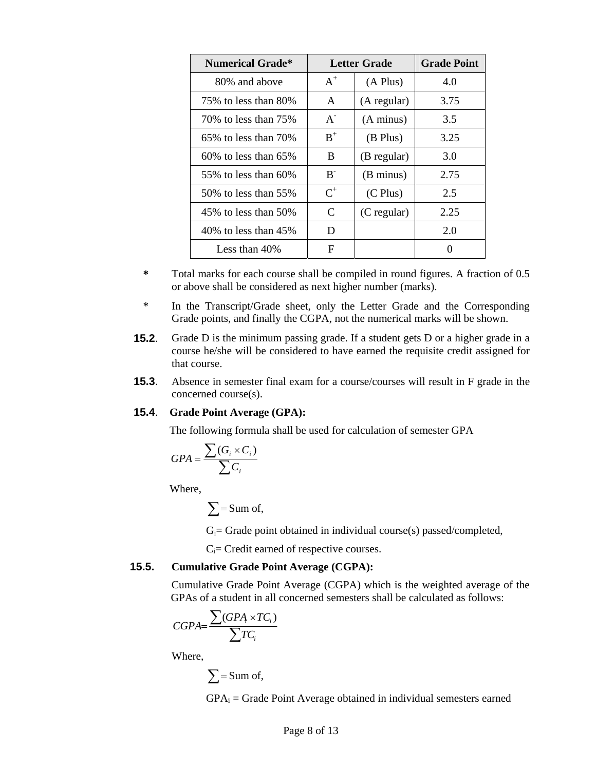| Numerical Grade* | Letter Grade | | Grade Point |
|---|---|---|---|
| 80% and above | $A^+$ | (A Plus) | 4.0 |
| 75% to less than 80% | A | (A regular) | 3.75 |
| 70% to less than 75% | $A^-$ | (A minus) | 3.5 |
| 65% to less than 70% | $B^+$ | (B Plus) | 3.25 |
| 60% to less than 65% | B | (B regular) | 3.0 |
| 55% to less than 60% | $B^-$ | (B minus) | 2.75 |
| 50% to less than 55% | $C^+$ | (C Plus) | 2.5 |
| 45% to less than 50% | C | (C regular) | 2.25 |
| 40% to less than 45% | D | | 2.0 |
| Less than 40% | F | | 0 |

**\*** Total marks for each course shall be compiled in round figures. A fraction of 0.5 or above shall be considered as next higher number (marks).

\* In the Transcript/Grade sheet, only the Letter Grade and the Corresponding Grade points, and finally the CGPA, not the numerical marks will be shown.

**15.2**. Grade D is the minimum passing grade. If a student gets D or a higher grade in a course he/she will be considered to have earned the requisite credit assigned for that course.

**15.3**. Absence in semester final exam for a course/courses will result in F grade in the concerned course(s).

**15.4**. **Grade Point Average (GPA):**

The following formula shall be used for calculation of semester GPA

$$GPA = \frac{\sum(G_i \times C_i)}{\sum C_i}$$

Where,

$\sum$ = Sum of,

$G_i$ = Grade point obtained in individual course(s) passed/completed,

$C_i$ = Credit earned of respective courses.

**15.5.** **Cumulative Grade Point Average (CGPA):**

Cumulative Grade Point Average (CGPA) which is the weighted average of the GPAs of a student in all concerned semesters shall be calculated as follows:

$$CGPA = \frac{\sum(GPA_i \times TC_i)}{\sum TC_i}$$

Where,

$\sum$ = Sum of,

$GPA_i$ = Grade Point Average obtained in individual semesters earned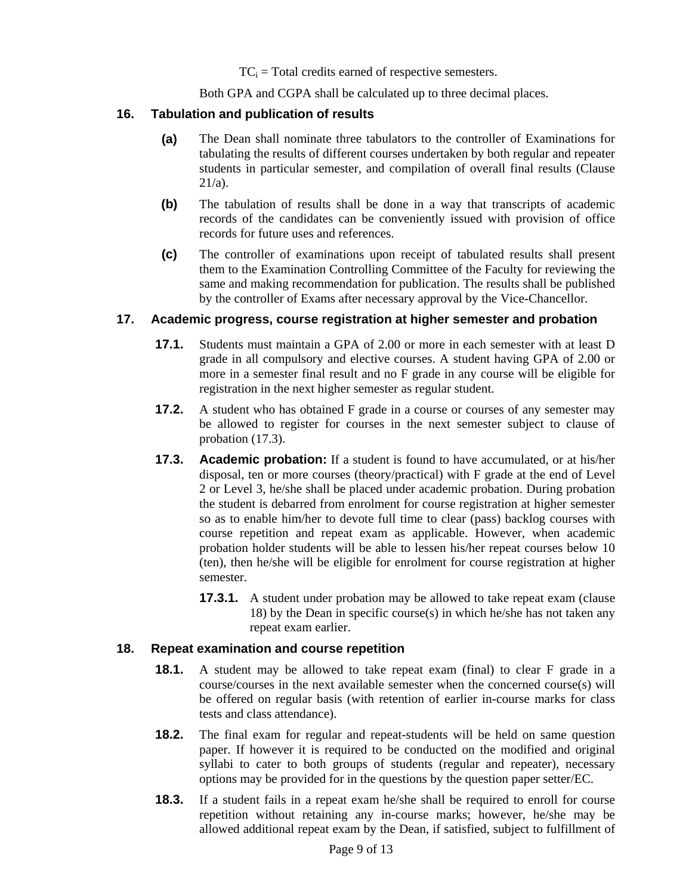$TC_i$ = Total credits earned of respective semesters.

Both GPA and CGPA shall be calculated up to three decimal places.

## 16. Tabulation and publication of results

**(a)** The Dean shall nominate three tabulators to the controller of Examinations for tabulating the results of different courses undertaken by both regular and repeater students in particular semester, and compilation of overall final results (Clause 21/a).

**(b)** The tabulation of results shall be done in a way that transcripts of academic records of the candidates can be conveniently issued with provision of office records for future uses and references.

**(c)** The controller of examinations upon receipt of tabulated results shall present them to the Examination Controlling Committee of the Faculty for reviewing the same and making recommendation for publication. The results shall be published by the controller of Exams after necessary approval by the Vice-Chancellor.

## 17. Academic progress, course registration at higher semester and probation

**17.1.** Students must maintain a GPA of 2.00 or more in each semester with at least D grade in all compulsory and elective courses. A student having GPA of 2.00 or more in a semester final result and no F grade in any course will be eligible for registration in the next higher semester as regular student.

**17.2.** A student who has obtained F grade in a course or courses of any semester may be allowed to register for courses in the next semester subject to clause of probation (17.3).

**17.3. Academic probation:** If a student is found to have accumulated, or at his/her disposal, ten or more courses (theory/practical) with F grade at the end of Level 2 or Level 3, he/she shall be placed under academic probation. During probation the student is debarred from enrolment for course registration at higher semester so as to enable him/her to devote full time to clear (pass) backlog courses with course repetition and repeat exam as applicable. However, when academic probation holder students will be able to lessen his/her repeat courses below 10 (ten), then he/she will be eligible for enrolment for course registration at higher semester.

**17.3.1.** A student under probation may be allowed to take repeat exam (clause 18) by the Dean in specific course(s) in which he/she has not taken any repeat exam earlier.

## 18. Repeat examination and course repetition

**18.1.** A student may be allowed to take repeat exam (final) to clear F grade in a course/courses in the next available semester when the concerned course(s) will be offered on regular basis (with retention of earlier in-course marks for class tests and class attendance).

**18.2.** The final exam for regular and repeat-students will be held on same question paper. If however it is required to be conducted on the modified and original syllabi to cater to both groups of students (regular and repeater), necessary options may be provided for in the questions by the question paper setter/EC.

**18.3.** If a student fails in a repeat exam he/she shall be required to enroll for course repetition without retaining any in-course marks; however, he/she may be allowed additional repeat exam by the Dean, if satisfied, subject to fulfillment of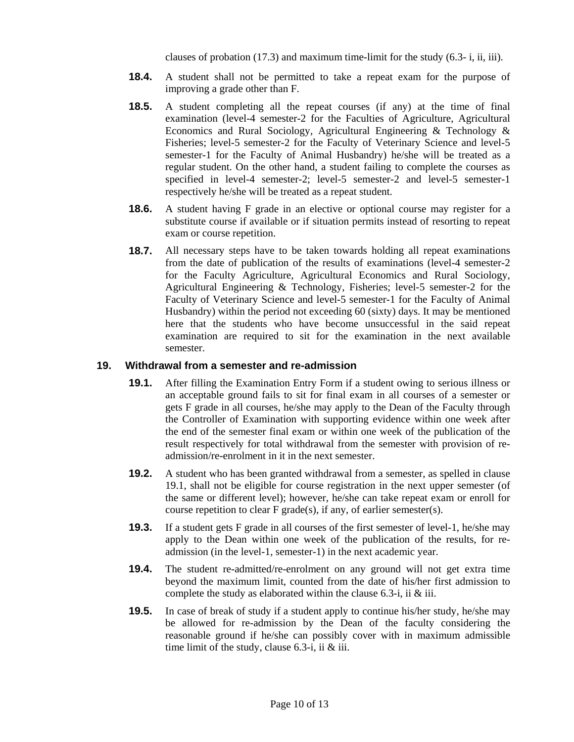clauses of probation (17.3) and maximum time-limit for the study (6.3- i, ii, iii).

**18.4.** A student shall not be permitted to take a repeat exam for the purpose of improving a grade other than F.

**18.5.** A student completing all the repeat courses (if any) at the time of final examination (level-4 semester-2 for the Faculties of Agriculture, Agricultural Economics and Rural Sociology, Agricultural Engineering & Technology & Fisheries; level-5 semester-2 for the Faculty of Veterinary Science and level-5 semester-1 for the Faculty of Animal Husbandry) he/she will be treated as a regular student. On the other hand, a student failing to complete the courses as specified in level-4 semester-2; level-5 semester-2 and level-5 semester-1 respectively he/she will be treated as a repeat student.

**18.6.** A student having F grade in an elective or optional course may register for a substitute course if available or if situation permits instead of resorting to repeat exam or course repetition.

**18.7.** All necessary steps have to be taken towards holding all repeat examinations from the date of publication of the results of examinations (level-4 semester-2 for the Faculty Agriculture, Agricultural Economics and Rural Sociology, Agricultural Engineering & Technology, Fisheries; level-5 semester-2 for the Faculty of Veterinary Science and level-5 semester-1 for the Faculty of Animal Husbandry) within the period not exceeding 60 (sixty) days. It may be mentioned here that the students who have become unsuccessful in the said repeat examination are required to sit for the examination in the next available semester.

## 19. Withdrawal from a semester and re-admission

**19.1.** After filling the Examination Entry Form if a student owing to serious illness or an acceptable ground fails to sit for final exam in all courses of a semester or gets F grade in all courses, he/she may apply to the Dean of the Faculty through the Controller of Examination with supporting evidence within one week after the end of the semester final exam or within one week of the publication of the result respectively for total withdrawal from the semester with provision of re-admission/re-enrolment in it in the next semester.

**19.2.** A student who has been granted withdrawal from a semester, as spelled in clause 19.1, shall not be eligible for course registration in the next upper semester (of the same or different level); however, he/she can take repeat exam or enroll for course repetition to clear F grade(s), if any, of earlier semester(s).

**19.3.** If a student gets F grade in all courses of the first semester of level-1, he/she may apply to the Dean within one week of the publication of the results, for re-admission (in the level-1, semester-1) in the next academic year.

**19.4.** The student re-admitted/re-enrolment on any ground will not get extra time beyond the maximum limit, counted from the date of his/her first admission to complete the study as elaborated within the clause 6.3-i, ii & iii.

**19.5.** In case of break of study if a student apply to continue his/her study, he/she may be allowed for re-admission by the Dean of the faculty considering the reasonable ground if he/she can possibly cover with in maximum admissible time limit of the study, clause 6.3-i, ii & iii.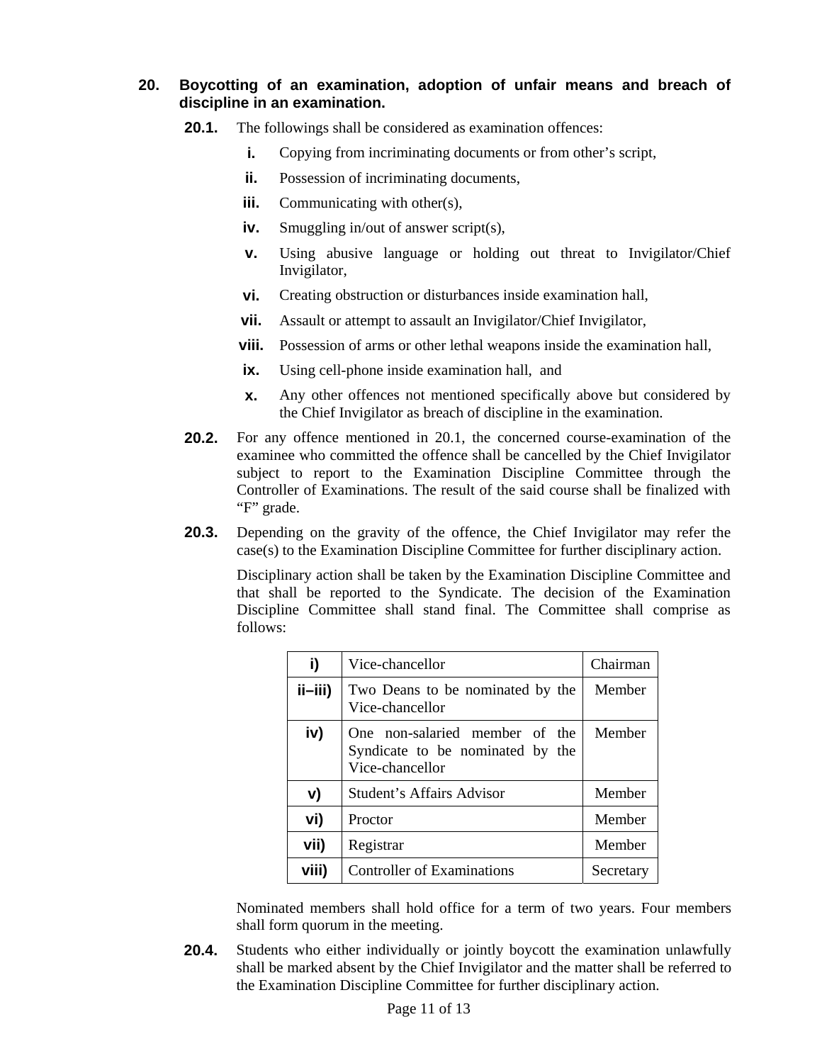## 20. Boycotting of an examination, adoption of unfair means and breach of discipline in an examination.

**20.1.** The followings shall be considered as examination offences:

- **i.** Copying from incriminating documents or from other's script,
- **ii.** Possession of incriminating documents,
- **iii.** Communicating with other(s),
- **iv.** Smuggling in/out of answer script(s),
- **v.** Using abusive language or holding out threat to Invigilator/Chief Invigilator,
- **vi.** Creating obstruction or disturbances inside examination hall,
- **vii.** Assault or attempt to assault an Invigilator/Chief Invigilator,
- **viii.** Possession of arms or other lethal weapons inside the examination hall,
- **ix.** Using cell-phone inside examination hall, and
- **x.** Any other offences not mentioned specifically above but considered by the Chief Invigilator as breach of discipline in the examination.

**20.2.** For any offence mentioned in 20.1, the concerned course-examination of the examinee who committed the offence shall be cancelled by the Chief Invigilator subject to report to the Examination Discipline Committee through the Controller of Examinations. The result of the said course shall be finalized with "F" grade.

**20.3.** Depending on the gravity of the offence, the Chief Invigilator may refer the case(s) to the Examination Discipline Committee for further disciplinary action.

Disciplinary action shall be taken by the Examination Discipline Committee and that shall be reported to the Syndicate. The decision of the Examination Discipline Committee shall stand final. The Committee shall comprise as follows:

| | | |
|---|---|---|
| **i)** | Vice-chancellor | Chairman |
| **ii–iii)** | Two Deans to be nominated by the Vice-chancellor | Member |
| **iv)** | One non-salaried member of the Syndicate to be nominated by the Vice-chancellor | Member |
| **v)** | Student's Affairs Advisor | Member |
| **vi)** | Proctor | Member |
| **vii)** | Registrar | Member |
| **viii)** | Controller of Examinations | Secretary |

Nominated members shall hold office for a term of two years. Four members shall form quorum in the meeting.

**20.4.** Students who either individually or jointly boycott the examination unlawfully shall be marked absent by the Chief Invigilator and the matter shall be referred to the Examination Discipline Committee for further disciplinary action.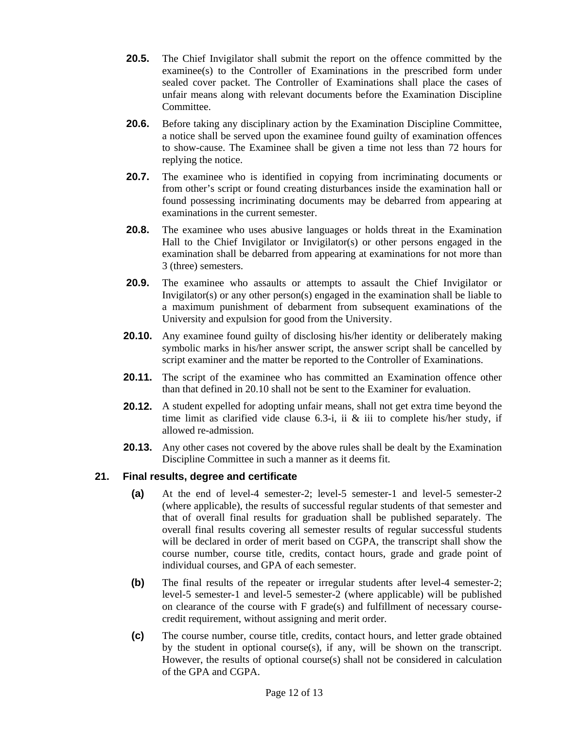**20.5.** The Chief Invigilator shall submit the report on the offence committed by the examinee(s) to the Controller of Examinations in the prescribed form under sealed cover packet. The Controller of Examinations shall place the cases of unfair means along with relevant documents before the Examination Discipline Committee.

**20.6.** Before taking any disciplinary action by the Examination Discipline Committee, a notice shall be served upon the examinee found guilty of examination offences to show-cause. The Examinee shall be given a time not less than 72 hours for replying the notice.

**20.7.** The examinee who is identified in copying from incriminating documents or from other's script or found creating disturbances inside the examination hall or found possessing incriminating documents may be debarred from appearing at examinations in the current semester.

**20.8.** The examinee who uses abusive languages or holds threat in the Examination Hall to the Chief Invigilator or Invigilator(s) or other persons engaged in the examination shall be debarred from appearing at examinations for not more than 3 (three) semesters.

**20.9.** The examinee who assaults or attempts to assault the Chief Invigilator or Invigilator(s) or any other person(s) engaged in the examination shall be liable to a maximum punishment of debarment from subsequent examinations of the University and expulsion for good from the University.

**20.10.** Any examinee found guilty of disclosing his/her identity or deliberately making symbolic marks in his/her answer script, the answer script shall be cancelled by script examiner and the matter be reported to the Controller of Examinations.

**20.11.** The script of the examinee who has committed an Examination offence other than that defined in 20.10 shall not be sent to the Examiner for evaluation.

**20.12.** A student expelled for adopting unfair means, shall not get extra time beyond the time limit as clarified vide clause 6.3-i, ii & iii to complete his/her study, if allowed re-admission.

**20.13.** Any other cases not covered by the above rules shall be dealt by the Examination Discipline Committee in such a manner as it deems fit.

## 21. Final results, degree and certificate

**(a)** At the end of level-4 semester-2; level-5 semester-1 and level-5 semester-2 (where applicable), the results of successful regular students of that semester and that of overall final results for graduation shall be published separately. The overall final results covering all semester results of regular successful students will be declared in order of merit based on CGPA, the transcript shall show the course number, course title, credits, contact hours, grade and grade point of individual courses, and GPA of each semester.

**(b)** The final results of the repeater or irregular students after level-4 semester-2; level-5 semester-1 and level-5 semester-2 (where applicable) will be published on clearance of the course with F grade(s) and fulfillment of necessary course-credit requirement, without assigning and merit order.

**(c)** The course number, course title, credits, contact hours, and letter grade obtained by the student in optional course(s), if any, will be shown on the transcript. However, the results of optional course(s) shall not be considered in calculation of the GPA and CGPA.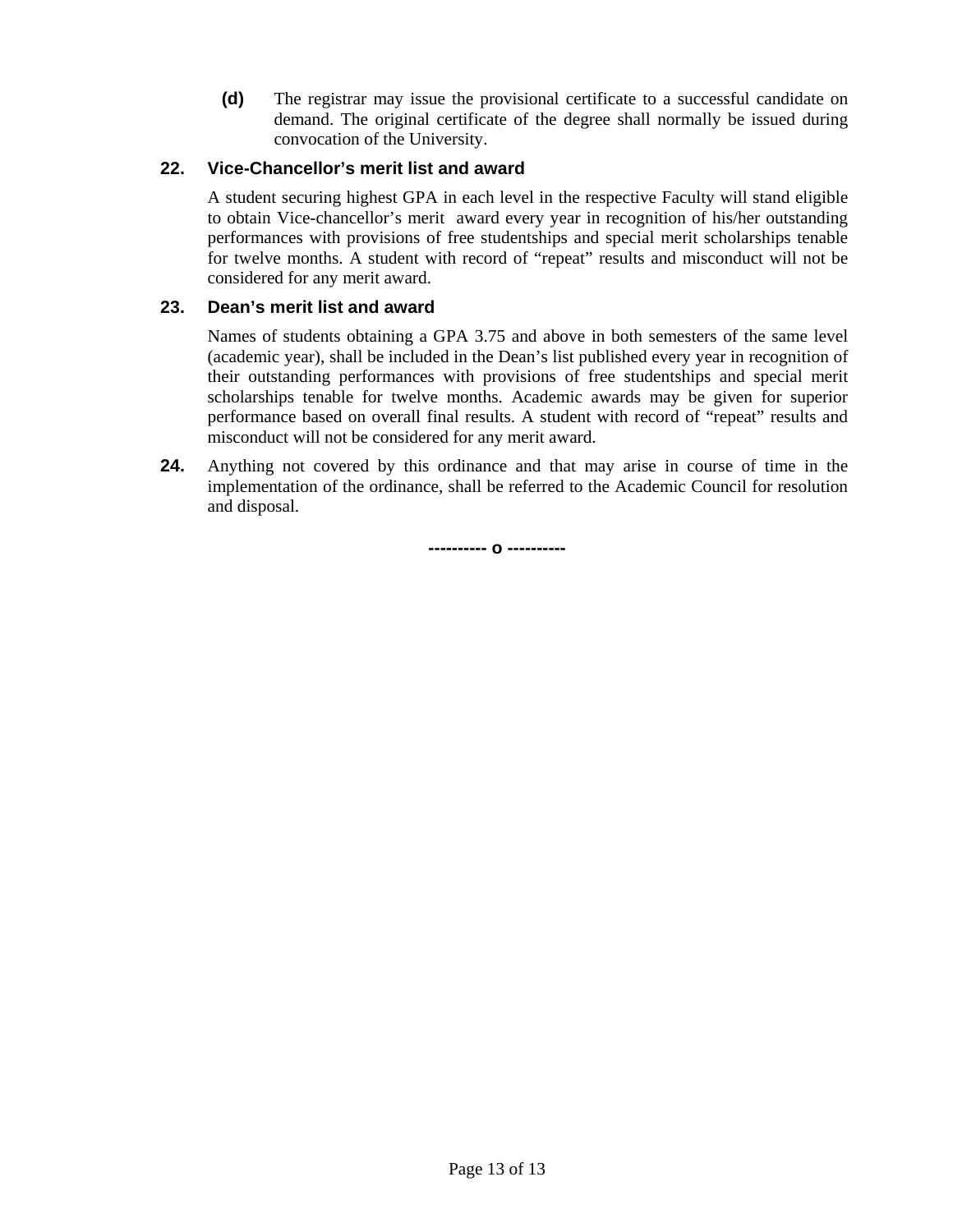**(d)** The registrar may issue the provisional certificate to a successful candidate on demand. The original certificate of the degree shall normally be issued during convocation of the University.

## 22. Vice-Chancellor's merit list and award

A student securing highest GPA in each level in the respective Faculty will stand eligible to obtain Vice-chancellor's merit award every year in recognition of his/her outstanding performances with provisions of free studentships and special merit scholarships tenable for twelve months. A student with record of "repeat" results and misconduct will not be considered for any merit award.

## 23. Dean's merit list and award

Names of students obtaining a GPA 3.75 and above in both semesters of the same level (academic year), shall be included in the Dean's list published every year in recognition of their outstanding performances with provisions of free studentships and special merit scholarships tenable for twelve months. Academic awards may be given for superior performance based on overall final results. A student with record of "repeat" results and misconduct will not be considered for any merit award.

**24.** Anything not covered by this ordinance and that may arise in course of time in the implementation of the ordinance, shall be referred to the Academic Council for resolution and disposal.

---------- o ----------